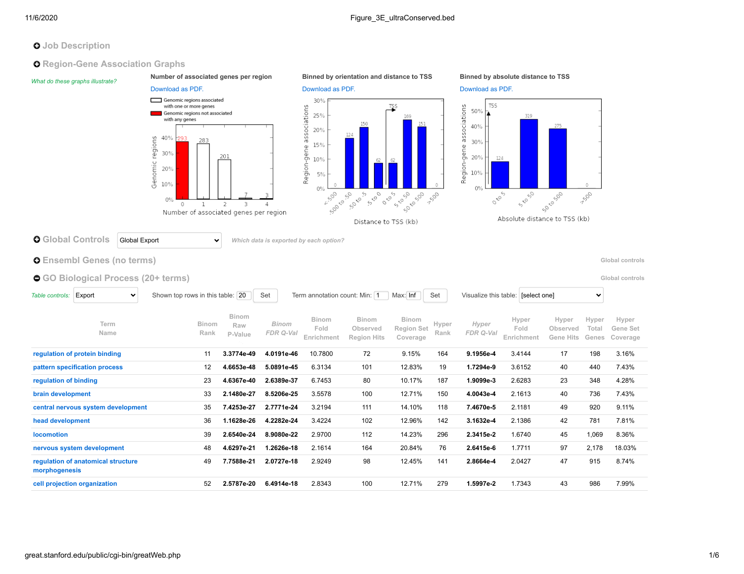11/6/2020 Figure_3E_ultraConserved.bed

## Job Description

## Region-Gene Association Graphs

*What do these graphs illustrate?*

**Number of associated genes per region**

Download as PDF.

Genomic regions associated with one or more genes

Genomic regions not associated with any genes

Genomic regions

40%
30%
20%
10%
0%

293
283
201
7
3

0 1 2 3 4

Number of associated genes per region

**Binned by orientation and distance to TSS**

Download as PDF.

Region-gene associations

30%
25%
20%
15%
10%
5%
0%

TSS

0 124 150 62 62 169 151 0

<-500
-500 to -50
-50 to -5
-5 to 0
0 to 5
5 to 50
50 to 500
>500

Distance to TSS (kb)

**Binned by absolute distance to TSS**

Download as PDF.

Region-gene associations

50%
40%
30%
20%
10%
0%

TSS

124 319 275 0

0 to 5
5 to 50
50 to 500
>500

Absolute distance to TSS (kb)

## Global Controls

Global Export

*Which data is exported by each option?*

## Ensembl Genes (no terms)

Global controls

## GO Biological Process (20+ terms)

Global controls

*Table controls:* Export  Shown top rows in this table: 20 Set  Term annotation count: Min: 1 Max: Inf Set  Visualize this table: [select one]

| Term Name | Binom Rank | Binom Raw P-Value | *Binom FDR Q-Val* | Binom Fold Enrichment | Binom Observed Region Hits | Binom Region Set Coverage | Hyper Rank | *Hyper FDR Q-Val* | Hyper Fold Enrichment | Hyper Observed Gene Hits | Hyper Total Genes | Hyper Gene Set Coverage |
|---|---|---|---|---|---|---|---|---|---|---|---|---|
| regulation of protein binding | 11 | **3.3774e-49** | **4.0191e-46** | 10.7800 | 72 | 9.15% | 164 | **9.1956e-4** | 3.4144 | 17 | 198 | 3.16% |
| pattern specification process | 12 | **4.6653e-48** | **5.0891e-45** | 6.3134 | 101 | 12.83% | 19 | **1.7294e-9** | 3.6152 | 40 | 440 | 7.43% |
| regulation of binding | 23 | **4.6367e-40** | **2.6389e-37** | 6.7453 | 80 | 10.17% | 187 | **1.9099e-3** | 2.6283 | 23 | 348 | 4.28% |
| brain development | 33 | **2.1480e-27** | **8.5206e-25** | 3.5578 | 100 | 12.71% | 150 | **4.0043e-4** | 2.1613 | 40 | 736 | 7.43% |
| central nervous system development | 35 | **7.4253e-27** | **2.7771e-24** | 3.2194 | 111 | 14.10% | 118 | **7.4670e-5** | 2.1181 | 49 | 920 | 9.11% |
| head development | 36 | **1.1628e-26** | **4.2282e-24** | 3.4224 | 102 | 12.96% | 142 | **3.1632e-4** | 2.1386 | 42 | 781 | 7.81% |
| locomotion | 39 | **2.6540e-24** | **8.9080e-22** | 2.9700 | 112 | 14.23% | 296 | **2.3415e-2** | 1.6740 | 45 | 1,069 | 8.36% |
| nervous system development | 48 | **4.6297e-21** | **1.2626e-18** | 2.1614 | 164 | 20.84% | 76 | **2.6415e-6** | 1.7711 | 97 | 2,178 | 18.03% |
| regulation of anatomical structure morphogenesis | 49 | **7.7588e-21** | **2.0727e-18** | 2.9249 | 98 | 12.45% | 141 | **2.8664e-4** | 2.0427 | 47 | 915 | 8.74% |
| cell projection organization | 52 | **2.5787e-20** | **6.4914e-18** | 2.8343 | 100 | 12.71% | 279 | **1.5997e-2** | 1.7343 | 43 | 986 | 7.99% |

great.stanford.edu/public/cgi-bin/greatWeb.php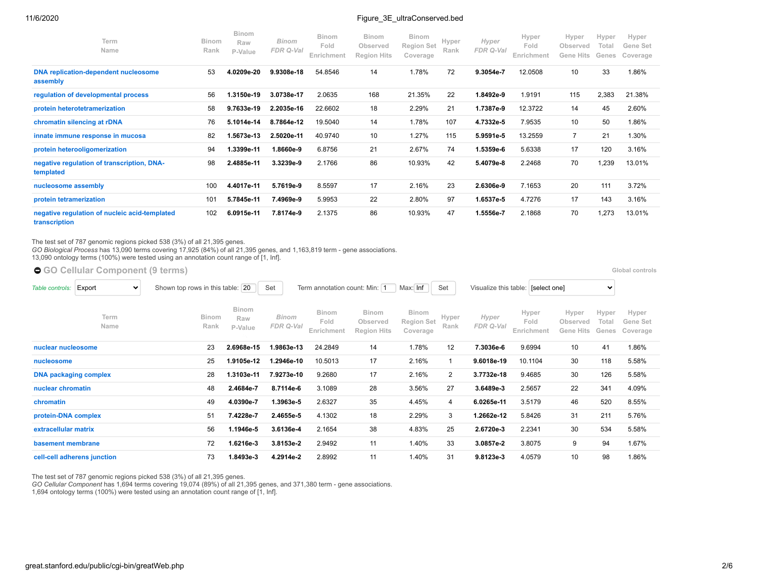| Term Name | Binom Rank | Binom Raw P-Value | Binom FDR Q-Val | Binom Fold Enrichment | Binom Observed Region Hits | Binom Region Set Coverage | Hyper Rank | Hyper FDR Q-Val | Hyper Fold Enrichment | Hyper Observed Gene Hits | Hyper Total Genes | Hyper Gene Set Coverage |
|---|---|---|---|---|---|---|---|---|---|---|---|---|
| DNA replication-dependent nucleosome assembly | 53 | **4.0209e-20** | **9.9308e-18** | 54.8546 | 14 | 1.78% | 72 | **9.3054e-7** | 12.0508 | 10 | 33 | 1.86% |
| regulation of developmental process | 56 | **1.3150e-19** | **3.0738e-17** | 2.0635 | 168 | 21.35% | 22 | **1.8492e-9** | 1.9191 | 115 | 2,383 | 21.38% |
| protein heterotetramerization | 58 | **9.7633e-19** | **2.2035e-16** | 22.6602 | 18 | 2.29% | 21 | **1.7387e-9** | 12.3722 | 14 | 45 | 2.60% |
| chromatin silencing at rDNA | 76 | **5.1014e-14** | **8.7864e-12** | 19.5040 | 14 | 1.78% | 107 | **4.7332e-5** | 7.9535 | 10 | 50 | 1.86% |
| innate immune response in mucosa | 82 | **1.5673e-13** | **2.5020e-11** | 40.9740 | 10 | 1.27% | 115 | **5.9591e-5** | 13.2559 | 7 | 21 | 1.30% |
| protein heterooligomerization | 94 | **1.3399e-11** | **1.8660e-9** | 6.8756 | 21 | 2.67% | 74 | **1.5359e-6** | 5.6338 | 17 | 120 | 3.16% |
| negative regulation of transcription, DNA-templated | 98 | **2.4885e-11** | **3.3239e-9** | 2.1766 | 86 | 10.93% | 42 | **5.4079e-8** | 2.2468 | 70 | 1,239 | 13.01% |
| nucleosome assembly | 100 | **4.4017e-11** | **5.7619e-9** | 8.5597 | 17 | 2.16% | 23 | **2.6306e-9** | 7.1653 | 20 | 111 | 3.72% |
| protein tetramerization | 101 | **5.7845e-11** | **7.4969e-9** | 5.9953 | 22 | 2.80% | 97 | **1.6537e-5** | 4.7276 | 17 | 143 | 3.16% |
| negative regulation of nucleic acid-templated transcription | 102 | **6.0915e-11** | **7.8174e-9** | 2.1375 | 86 | 10.93% | 47 | **1.5556e-7** | 2.1868 | 70 | 1,273 | 13.01% |

The test set of 787 genomic regions picked 538 (3%) of all 21,395 genes.
*GO Biological Process* has 13,090 terms covering 17,925 (84%) of all 21,395 genes, and 1,163,819 term - gene associations.
13,090 ontology terms (100%) were tested using an annotation count range of [1, Inf].

## GO Cellular Component (9 terms)

Global controls

*Table controls:* Export | Shown top rows in this table: 20 Set | Term annotation count: Min: 1 Max: Inf Set | Visualize this table: [select one]

| Term Name | Binom Rank | Binom Raw P-Value | Binom FDR Q-Val | Binom Fold Enrichment | Binom Observed Region Hits | Binom Region Set Coverage | Hyper Rank | Hyper FDR Q-Val | Hyper Fold Enrichment | Hyper Observed Gene Hits | Hyper Total Genes | Hyper Gene Set Coverage |
|---|---|---|---|---|---|---|---|---|---|---|---|---|
| nuclear nucleosome | 23 | **2.6968e-15** | **1.9863e-13** | 24.2849 | 14 | 1.78% | 12 | **7.3036e-6** | 9.6994 | 10 | 41 | 1.86% |
| nucleosome | 25 | **1.9105e-12** | **1.2946e-10** | 10.5013 | 17 | 2.16% | 1 | **9.6018e-19** | 10.1104 | 30 | 118 | 5.58% |
| DNA packaging complex | 28 | **1.3103e-11** | **7.9273e-10** | 9.2680 | 17 | 2.16% | 2 | **3.7732e-18** | 9.4685 | 30 | 126 | 5.58% |
| nuclear chromatin | 48 | **2.4684e-7** | **8.7114e-6** | 3.1089 | 28 | 3.56% | 27 | **3.6489e-3** | 2.5657 | 22 | 341 | 4.09% |
| chromatin | 49 | **4.0390e-7** | **1.3963e-5** | 2.6327 | 35 | 4.45% | 4 | **6.0265e-11** | 3.5179 | 46 | 520 | 8.55% |
| protein-DNA complex | 51 | **7.4228e-7** | **2.4655e-5** | 4.1302 | 18 | 2.29% | 3 | **1.2662e-12** | 5.8426 | 31 | 211 | 5.76% |
| extracellular matrix | 56 | **1.1946e-5** | **3.6136e-4** | 2.1654 | 38 | 4.83% | 25 | **2.6720e-3** | 2.2341 | 30 | 534 | 5.58% |
| basement membrane | 72 | **1.6216e-3** | **3.8153e-2** | 2.9492 | 11 | 1.40% | 33 | **3.0857e-2** | 3.8075 | 9 | 94 | 1.67% |
| cell-cell adherens junction | 73 | **1.8493e-3** | **4.2914e-2** | 2.8992 | 11 | 1.40% | 31 | **9.8123e-3** | 4.0579 | 10 | 98 | 1.86% |

The test set of 787 genomic regions picked 538 (3%) of all 21,395 genes.
*GO Cellular Component* has 1,694 terms covering 19,074 (89%) of all 21,395 genes, and 371,380 term - gene associations.
1,694 ontology terms (100%) were tested using an annotation count range of [1, Inf].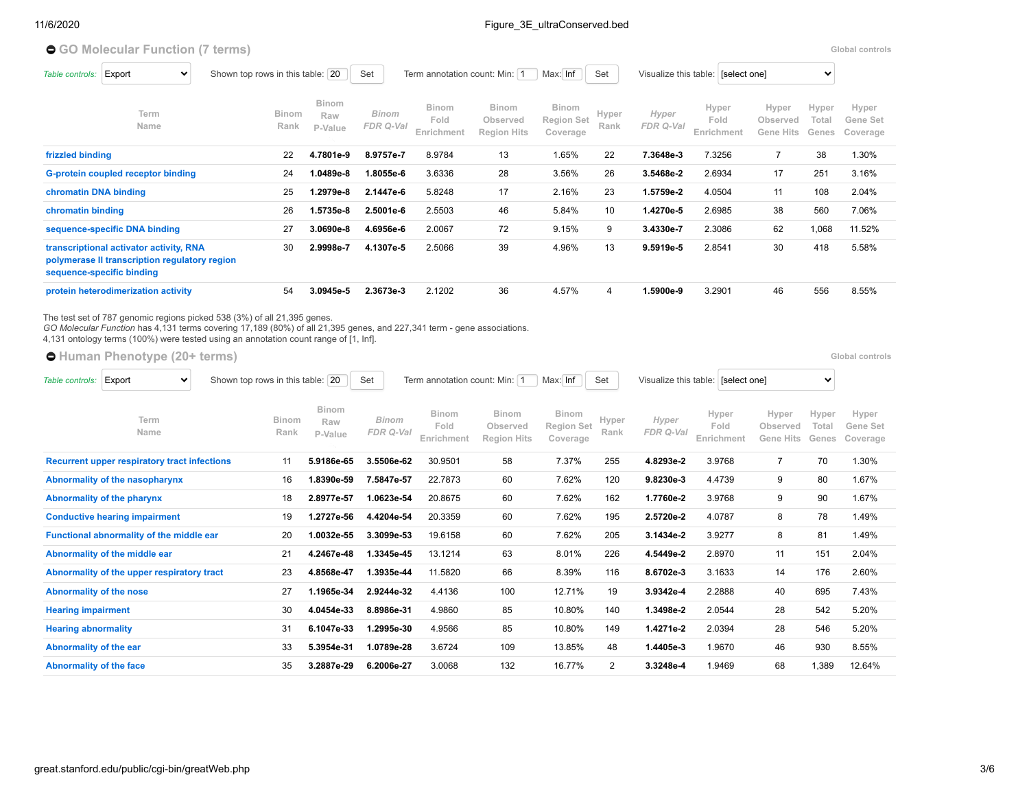## GO Molecular Function (7 terms)

Global controls

Table controls: Export | Shown top rows in this table: 20 Set | Term annotation count: Min: 1 Max: Inf Set | Visualize this table: [select one]

| Term Name | Binom Rank | Binom Raw P-Value | *Binom FDR Q-Val* | Binom Fold Enrichment | Binom Observed Region Hits | Binom Region Set Coverage | Hyper Rank | *Hyper FDR Q-Val* | Hyper Fold Enrichment | Hyper Observed Gene Hits | Hyper Total Genes | Hyper Gene Set Coverage |
|---|---|---|---|---|---|---|---|---|---|---|---|---|
| frizzled binding | 22 | **4.7801e-9** | **8.9757e-7** | 8.9784 | 13 | 1.65% | 22 | **7.3648e-3** | 7.3256 | 7 | 38 | 1.30% |
| G-protein coupled receptor binding | 24 | **1.0489e-8** | **1.8055e-6** | 3.6336 | 28 | 3.56% | 26 | **3.5468e-2** | 2.6934 | 17 | 251 | 3.16% |
| chromatin DNA binding | 25 | **1.2979e-8** | **2.1447e-6** | 5.8248 | 17 | 2.16% | 23 | **1.5759e-2** | 4.0504 | 11 | 108 | 2.04% |
| chromatin binding | 26 | **1.5735e-8** | **2.5001e-6** | 2.5503 | 46 | 5.84% | 10 | **1.4270e-5** | 2.6985 | 38 | 560 | 7.06% |
| sequence-specific DNA binding | 27 | **3.0690e-8** | **4.6956e-6** | 2.0067 | 72 | 9.15% | 9 | **3.4330e-7** | 2.3086 | 62 | 1,068 | 11.52% |
| transcriptional activator activity, RNA polymerase II transcription regulatory region sequence-specific binding | 30 | **2.9998e-7** | **4.1307e-5** | 2.5066 | 39 | 4.96% | 13 | **9.5919e-5** | 2.8541 | 30 | 418 | 5.58% |
| protein heterodimerization activity | 54 | **3.0945e-5** | **2.3673e-3** | 2.1202 | 36 | 4.57% | 4 | **1.5900e-9** | 3.2901 | 46 | 556 | 8.55% |

The test set of 787 genomic regions picked 538 (3%) of all 21,395 genes.
*GO Molecular Function* has 4,131 terms covering 17,189 (80%) of all 21,395 genes, and 227,341 term - gene associations.
4,131 ontology terms (100%) were tested using an annotation count range of [1, Inf].

## Human Phenotype (20+ terms)

Global controls

Table controls: Export | Shown top rows in this table: 20 Set | Term annotation count: Min: 1 Max: Inf Set | Visualize this table: [select one]

| Term Name | Binom Rank | Binom Raw P-Value | *Binom FDR Q-Val* | Binom Fold Enrichment | Binom Observed Region Hits | Binom Region Set Coverage | Hyper Rank | *Hyper FDR Q-Val* | Hyper Fold Enrichment | Hyper Observed Gene Hits | Hyper Total Genes | Hyper Gene Set Coverage |
|---|---|---|---|---|---|---|---|---|---|---|---|---|
| Recurrent upper respiratory tract infections | 11 | **5.9186e-65** | **3.5506e-62** | 30.9501 | 58 | 7.37% | 255 | **4.8293e-2** | 3.9768 | 7 | 70 | 1.30% |
| Abnormality of the nasopharynx | 16 | **1.8390e-59** | **7.5847e-57** | 22.7873 | 60 | 7.62% | 120 | **9.8230e-3** | 4.4739 | 9 | 80 | 1.67% |
| Abnormality of the pharynx | 18 | **2.8977e-57** | **1.0623e-54** | 20.8675 | 60 | 7.62% | 162 | **1.7760e-2** | 3.9768 | 9 | 90 | 1.67% |
| Conductive hearing impairment | 19 | **1.2727e-56** | **4.4204e-54** | 20.3359 | 60 | 7.62% | 195 | **2.5720e-2** | 4.0787 | 8 | 78 | 1.49% |
| Functional abnormality of the middle ear | 20 | **1.0032e-55** | **3.3099e-53** | 19.6158 | 60 | 7.62% | 205 | **3.1434e-2** | 3.9277 | 8 | 81 | 1.49% |
| Abnormality of the middle ear | 21 | **4.2467e-48** | **1.3345e-45** | 13.1214 | 63 | 8.01% | 226 | **4.5449e-2** | 2.8970 | 11 | 151 | 2.04% |
| Abnormality of the upper respiratory tract | 23 | **4.8568e-47** | **1.3935e-44** | 11.5820 | 66 | 8.39% | 116 | **8.6702e-3** | 3.1633 | 14 | 176 | 2.60% |
| Abnormality of the nose | 27 | **1.1965e-34** | **2.9244e-32** | 4.4136 | 100 | 12.71% | 19 | **3.9342e-4** | 2.2888 | 40 | 695 | 7.43% |
| Hearing impairment | 30 | **4.0454e-33** | **8.8986e-31** | 4.9860 | 85 | 10.80% | 140 | **1.3498e-2** | 2.0544 | 28 | 542 | 5.20% |
| Hearing abnormality | 31 | **6.1047e-33** | **1.2995e-30** | 4.9566 | 85 | 10.80% | 149 | **1.4271e-2** | 2.0394 | 28 | 546 | 5.20% |
| Abnormality of the ear | 33 | **5.3954e-31** | **1.0789e-28** | 3.6724 | 109 | 13.85% | 48 | **1.4405e-3** | 1.9670 | 46 | 930 | 8.55% |
| Abnormality of the face | 35 | **3.2887e-29** | **6.2006e-27** | 3.0068 | 132 | 16.77% | 2 | **3.3248e-4** | 1.9469 | 68 | 1,389 | 12.64% |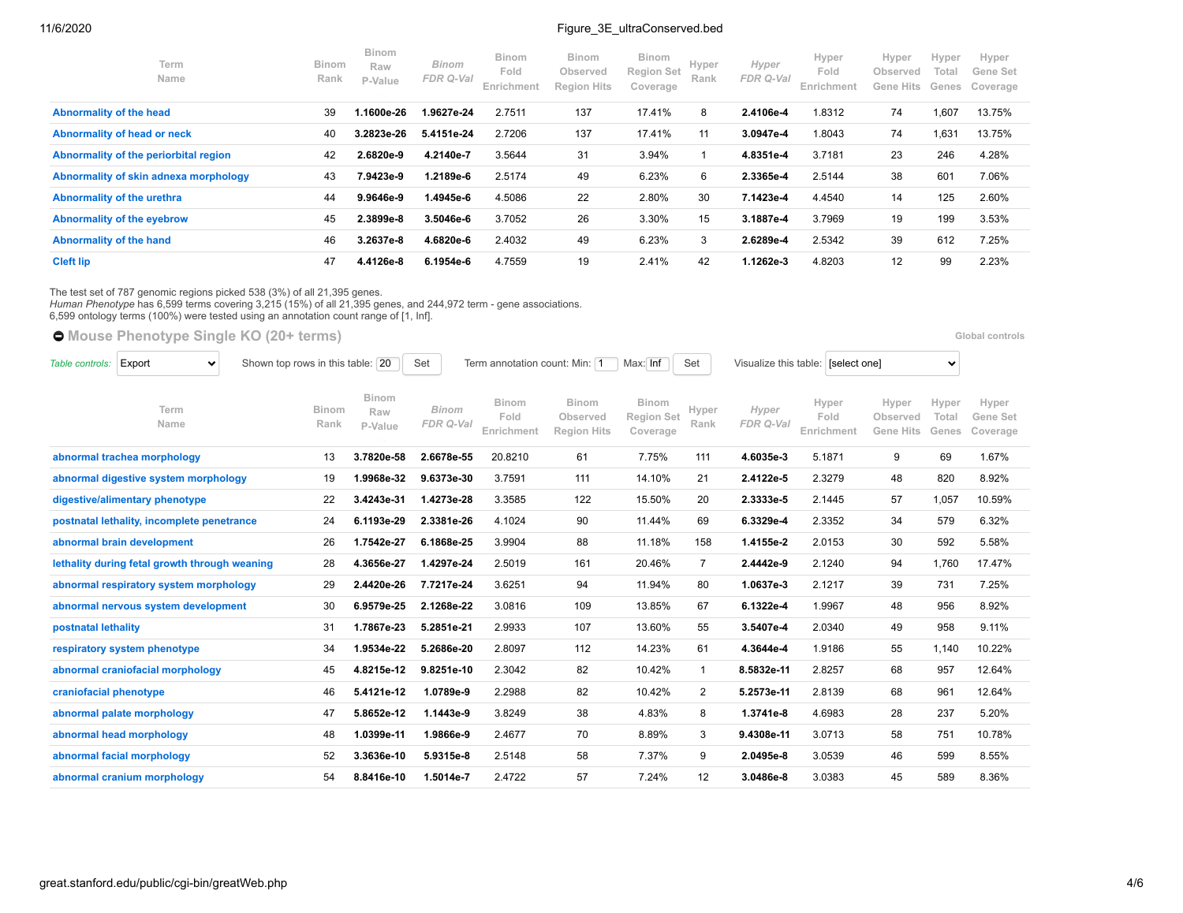| Term Name | Binom Rank | Binom Raw P-Value | *Binom FDR Q-Val* | Binom Fold Enrichment | Binom Observed Region Hits | Binom Region Set Coverage | Hyper Rank | *Hyper FDR Q-Val* | Hyper Fold Enrichment | Hyper Observed Gene Hits | Hyper Total Genes | Hyper Gene Set Coverage |
|---|---|---|---|---|---|---|---|---|---|---|---|---|
| Abnormality of the head | 39 | **1.1600e-26** | **1.9627e-24** | 2.7511 | 137 | 17.41% | 8 | **2.4106e-4** | 1.8312 | 74 | 1,607 | 13.75% |
| Abnormality of head or neck | 40 | **3.2823e-26** | **5.4151e-24** | 2.7206 | 137 | 17.41% | 11 | **3.0947e-4** | 1.8043 | 74 | 1,631 | 13.75% |
| Abnormality of the periorbital region | 42 | **2.6820e-9** | **4.2140e-7** | 3.5644 | 31 | 3.94% | 1 | **4.8351e-4** | 3.7181 | 23 | 246 | 4.28% |
| Abnormality of skin adnexa morphology | 43 | **7.9423e-9** | **1.2189e-6** | 2.5174 | 49 | 6.23% | 6 | **2.3365e-4** | 2.5144 | 38 | 601 | 7.06% |
| Abnormality of the urethra | 44 | **9.9646e-9** | **1.4945e-6** | 4.5086 | 22 | 2.80% | 30 | **7.1423e-4** | 4.4540 | 14 | 125 | 2.60% |
| Abnormality of the eyebrow | 45 | **2.3899e-8** | **3.5046e-6** | 3.7052 | 26 | 3.30% | 15 | **3.1887e-4** | 3.7969 | 19 | 199 | 3.53% |
| Abnormality of the hand | 46 | **3.2637e-8** | **4.6820e-6** | 2.4032 | 49 | 6.23% | 3 | **2.6289e-4** | 2.5342 | 39 | 612 | 7.25% |
| Cleft lip | 47 | **4.4126e-8** | **6.1954e-6** | 4.7559 | 19 | 2.41% | 42 | **1.1262e-3** | 4.8203 | 12 | 99 | 2.23% |

The test set of 787 genomic regions picked 538 (3%) of all 21,395 genes.
*Human Phenotype* has 6,599 terms covering 3,215 (15%) of all 21,395 genes, and 244,972 term - gene associations.
6,599 ontology terms (100%) were tested using an annotation count range of [1, Inf].

## Mouse Phenotype Single KO (20+ terms)

Global controls

*Table controls:* Export | Shown top rows in this table: 20 Set | Term annotation count: Min: 1 Max: Inf Set | Visualize this table: [select one]

| Term Name | Binom Rank | Binom Raw P-Value | *Binom FDR Q-Val* | Binom Fold Enrichment | Binom Observed Region Hits | Binom Region Set Coverage | Hyper Rank | *Hyper FDR Q-Val* | Hyper Fold Enrichment | Hyper Observed Gene Hits | Hyper Total Genes | Hyper Gene Set Coverage |
|---|---|---|---|---|---|---|---|---|---|---|---|---|
| abnormal trachea morphology | 13 | **3.7820e-58** | **2.6678e-55** | 20.8210 | 61 | 7.75% | 111 | **4.6035e-3** | 5.1871 | 9 | 69 | 1.67% |
| abnormal digestive system morphology | 19 | **1.9968e-32** | **9.6373e-30** | 3.7591 | 111 | 14.10% | 21 | **2.4122e-5** | 2.3279 | 48 | 820 | 8.92% |
| digestive/alimentary phenotype | 22 | **3.4243e-31** | **1.4273e-28** | 3.3585 | 122 | 15.50% | 20 | **2.3333e-5** | 2.1445 | 57 | 1,057 | 10.59% |
| postnatal lethality, incomplete penetrance | 24 | **6.1193e-29** | **2.3381e-26** | 4.1024 | 90 | 11.44% | 69 | **6.3329e-4** | 2.3352 | 34 | 579 | 6.32% |
| abnormal brain development | 26 | **1.7542e-27** | **6.1868e-25** | 3.9904 | 88 | 11.18% | 158 | **1.4155e-2** | 2.0153 | 30 | 592 | 5.58% |
| lethality during fetal growth through weaning | 28 | **4.3656e-27** | **1.4297e-24** | 2.5019 | 161 | 20.46% | 7 | **2.4442e-9** | 2.1240 | 94 | 1,760 | 17.47% |
| abnormal respiratory system morphology | 29 | **2.4420e-26** | **7.7217e-24** | 3.6251 | 94 | 11.94% | 80 | **1.0637e-3** | 2.1217 | 39 | 731 | 7.25% |
| abnormal nervous system development | 30 | **6.9579e-25** | **2.1268e-22** | 3.0816 | 109 | 13.85% | 67 | **6.1322e-4** | 1.9967 | 48 | 956 | 8.92% |
| postnatal lethality | 31 | **1.7867e-23** | **5.2851e-21** | 2.9933 | 107 | 13.60% | 55 | **3.5407e-4** | 2.0340 | 49 | 958 | 9.11% |
| respiratory system phenotype | 34 | **1.9534e-22** | **5.2686e-20** | 2.8097 | 112 | 14.23% | 61 | **4.3644e-4** | 1.9186 | 55 | 1,140 | 10.22% |
| abnormal craniofacial morphology | 45 | **4.8215e-12** | **9.8251e-10** | 2.3042 | 82 | 10.42% | 1 | **8.5832e-11** | 2.8257 | 68 | 957 | 12.64% |
| craniofacial phenotype | 46 | **5.4121e-12** | **1.0789e-9** | 2.2988 | 82 | 10.42% | 2 | **5.2573e-11** | 2.8139 | 68 | 961 | 12.64% |
| abnormal palate morphology | 47 | **5.8652e-12** | **1.1443e-9** | 3.8249 | 38 | 4.83% | 8 | **1.3741e-8** | 4.6983 | 28 | 237 | 5.20% |
| abnormal head morphology | 48 | **1.0399e-11** | **1.9866e-9** | 2.4677 | 70 | 8.89% | 3 | **9.4308e-11** | 3.0713 | 58 | 751 | 10.78% |
| abnormal facial morphology | 52 | **3.3636e-10** | **5.9315e-8** | 2.5148 | 58 | 7.37% | 9 | **2.0495e-8** | 3.0539 | 46 | 599 | 8.55% |
| abnormal cranium morphology | 54 | **8.8416e-10** | **1.5014e-7** | 2.4722 | 57 | 7.24% | 12 | **3.0486e-8** | 3.0383 | 45 | 589 | 8.36% |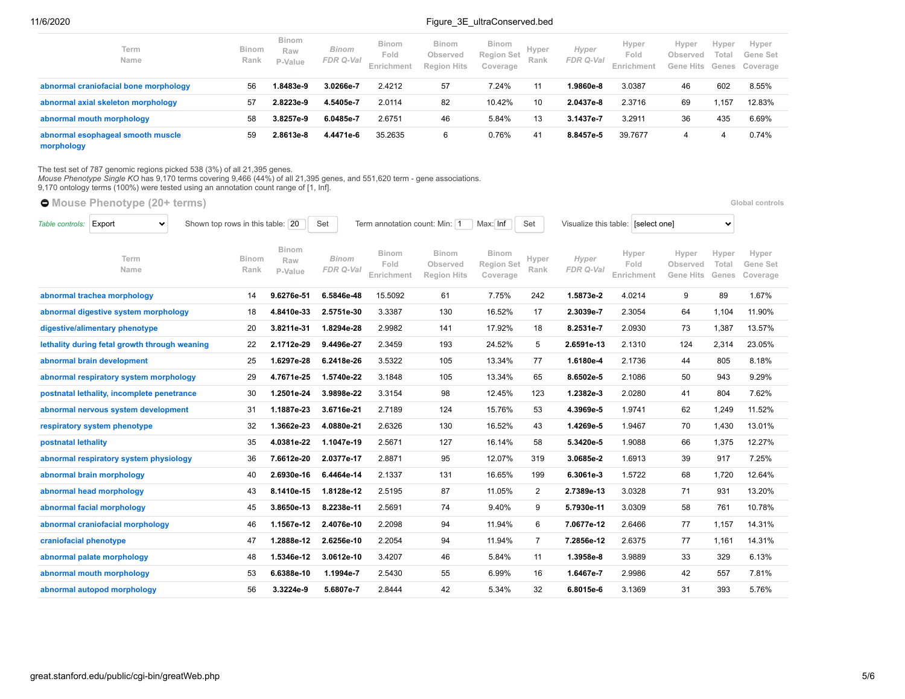| Term Name | Binom Rank | Binom Raw P-Value | Binom FDR Q-Val | Binom Fold Enrichment | Binom Observed Region Hits | Binom Region Set Coverage | Hyper Rank | Hyper FDR Q-Val | Hyper Fold Enrichment | Hyper Observed Gene Hits | Hyper Total Genes | Hyper Gene Set Coverage |
|---|---|---|---|---|---|---|---|---|---|---|---|---|
| abnormal craniofacial bone morphology | 56 | **1.8483e-9** | **3.0266e-7** | 2.4212 | 57 | 7.24% | 11 | **1.9860e-8** | 3.0387 | 46 | 602 | 8.55% |
| abnormal axial skeleton morphology | 57 | **2.8223e-9** | **4.5405e-7** | 2.0114 | 82 | 10.42% | 10 | **2.0437e-8** | 2.3716 | 69 | 1,157 | 12.83% |
| abnormal mouth morphology | 58 | **3.8257e-9** | **6.0485e-7** | 2.6751 | 46 | 5.84% | 13 | **3.1437e-7** | 3.2911 | 36 | 435 | 6.69% |
| abnormal esophageal smooth muscle morphology | 59 | **2.8613e-8** | **4.4471e-6** | 35.2635 | 6 | 0.76% | 41 | **8.8457e-5** | 39.7677 | 4 | 4 | 0.74% |

The test set of 787 genomic regions picked 538 (3%) of all 21,395 genes.
*Mouse Phenotype Single KO* has 9,170 terms covering 9,466 (44%) of all 21,395 genes, and 551,620 term - gene associations.
9,170 ontology terms (100%) were tested using an annotation count range of [1, Inf].

## Mouse Phenotype (20+ terms)

Global controls

*Table controls:* Export | Shown top rows in this table: 20 Set | Term annotation count: Min: 1 Max: Inf Set | Visualize this table: [select one]

| Term Name | Binom Rank | Binom Raw P-Value | Binom FDR Q-Val | Binom Fold Enrichment | Binom Observed Region Hits | Binom Region Set Coverage | Hyper Rank | Hyper FDR Q-Val | Hyper Fold Enrichment | Hyper Observed Gene Hits | Hyper Total Genes | Hyper Gene Set Coverage |
|---|---|---|---|---|---|---|---|---|---|---|---|---|
| abnormal trachea morphology | 14 | **9.6276e-51** | **6.5846e-48** | 15.5092 | 61 | 7.75% | 242 | **1.5873e-2** | 4.0214 | 9 | 89 | 1.67% |
| abnormal digestive system morphology | 18 | **4.8410e-33** | **2.5751e-30** | 3.3387 | 130 | 16.52% | 17 | **2.3039e-7** | 2.3054 | 64 | 1,104 | 11.90% |
| digestive/alimentary phenotype | 20 | **3.8211e-31** | **1.8294e-28** | 2.9982 | 141 | 17.92% | 18 | **8.2531e-7** | 2.0930 | 73 | 1,387 | 13.57% |
| lethality during fetal growth through weaning | 22 | **2.1712e-29** | **9.4496e-27** | 2.3459 | 193 | 24.52% | 5 | **2.6591e-13** | 2.1310 | 124 | 2,314 | 23.05% |
| abnormal brain development | 25 | **1.6297e-28** | **6.2418e-26** | 3.5322 | 105 | 13.34% | 77 | **1.6180e-4** | 2.1736 | 44 | 805 | 8.18% |
| abnormal respiratory system morphology | 29 | **4.7671e-25** | **1.5740e-22** | 3.1848 | 105 | 13.34% | 65 | **8.6502e-5** | 2.1086 | 50 | 943 | 9.29% |
| postnatal lethality, incomplete penetrance | 30 | **1.2501e-24** | **3.9898e-22** | 3.3154 | 98 | 12.45% | 123 | **1.2382e-3** | 2.0280 | 41 | 804 | 7.62% |
| abnormal nervous system development | 31 | **1.1887e-23** | **3.6716e-21** | 2.7189 | 124 | 15.76% | 53 | **4.3969e-5** | 1.9741 | 62 | 1,249 | 11.52% |
| respiratory system phenotype | 32 | **1.3662e-23** | **4.0880e-21** | 2.6326 | 130 | 16.52% | 43 | **1.4269e-5** | 1.9467 | 70 | 1,430 | 13.01% |
| postnatal lethality | 35 | **4.0381e-22** | **1.1047e-19** | 2.5671 | 127 | 16.14% | 58 | **5.3420e-5** | 1.9088 | 66 | 1,375 | 12.27% |
| abnormal respiratory system physiology | 36 | **7.6612e-20** | **2.0377e-17** | 2.8871 | 95 | 12.07% | 319 | **3.0685e-2** | 1.6913 | 39 | 917 | 7.25% |
| abnormal brain morphology | 40 | **2.6930e-16** | **6.4464e-14** | 2.1337 | 131 | 16.65% | 199 | **6.3061e-3** | 1.5722 | 68 | 1,720 | 12.64% |
| abnormal head morphology | 43 | **8.1410e-15** | **1.8128e-12** | 2.5195 | 87 | 11.05% | 2 | **2.7389e-13** | 3.0328 | 71 | 931 | 13.20% |
| abnormal facial morphology | 45 | **3.8650e-13** | **8.2238e-11** | 2.5691 | 74 | 9.40% | 9 | **5.7930e-11** | 3.0309 | 58 | 761 | 10.78% |
| abnormal craniofacial morphology | 46 | **1.1567e-12** | **2.4076e-10** | 2.2098 | 94 | 11.94% | 6 | **7.0677e-12** | 2.6466 | 77 | 1,157 | 14.31% |
| craniofacial phenotype | 47 | **1.2888e-12** | **2.6256e-10** | 2.2054 | 94 | 11.94% | 7 | **7.2856e-12** | 2.6375 | 77 | 1,161 | 14.31% |
| abnormal palate morphology | 48 | **1.5346e-12** | **3.0612e-10** | 3.4207 | 46 | 5.84% | 11 | **1.3958e-8** | 3.9889 | 33 | 329 | 6.13% |
| abnormal mouth morphology | 53 | **6.6388e-10** | **1.1994e-7** | 2.5430 | 55 | 6.99% | 16 | **1.6467e-7** | 2.9986 | 42 | 557 | 7.81% |
| abnormal autopod morphology | 56 | **3.3224e-9** | **5.6807e-7** | 2.8444 | 42 | 5.34% | 32 | **6.8015e-6** | 3.1369 | 31 | 393 | 5.76% |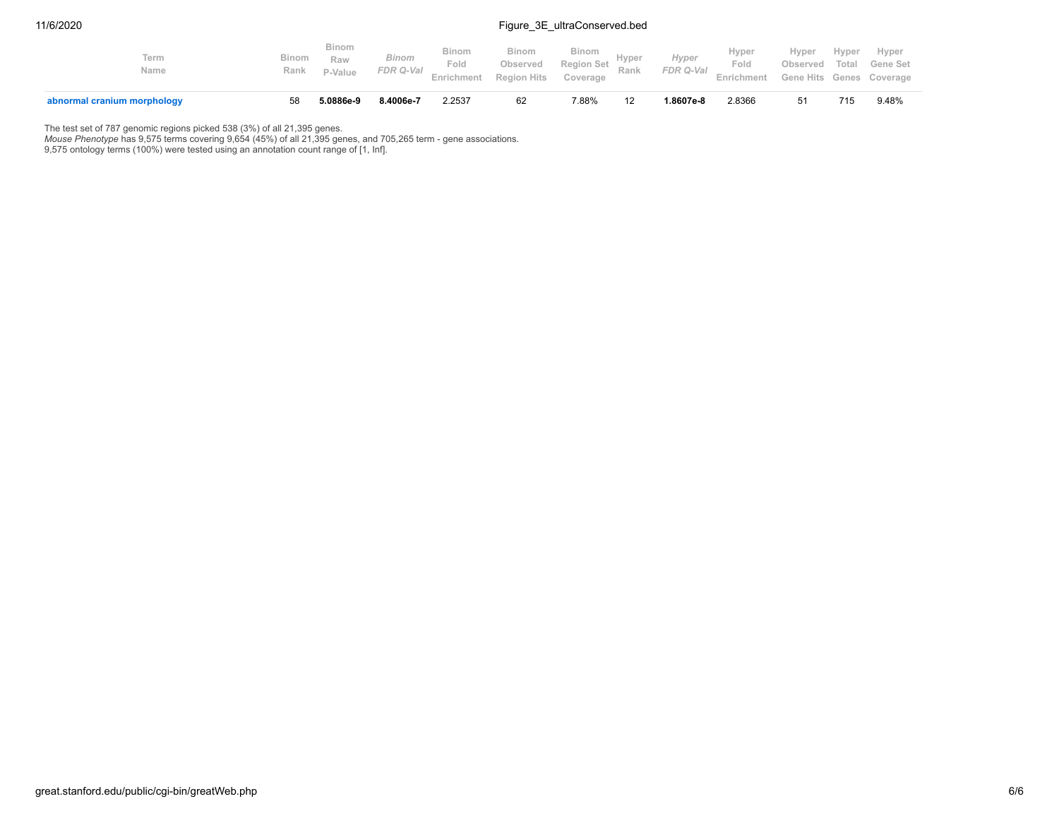| Term Name | Binom Rank | Binom Raw P-Value | *Binom FDR Q-Val* | Binom Fold Enrichment | Binom Observed Region Hits | Binom Region Set Coverage | Hyper Rank | *Hyper FDR Q-Val* | Hyper Fold Enrichment | Hyper Observed Gene Hits | Hyper Total Genes | Hyper Gene Set Coverage |
|---|---|---|---|---|---|---|---|---|---|---|---|---|
| **abnormal cranium morphology** | 58 | **5.0886e-9** | **8.4006e-7** | 2.2537 | 62 | 7.88% | 12 | **1.8607e-8** | 2.8366 | 51 | 715 | 9.48% |

The test set of 787 genomic regions picked 538 (3%) of all 21,395 genes.
*Mouse Phenotype* has 9,575 terms covering 9,654 (45%) of all 21,395 genes, and 705,265 term - gene associations.
9,575 ontology terms (100%) were tested using an annotation count range of [1, Inf].